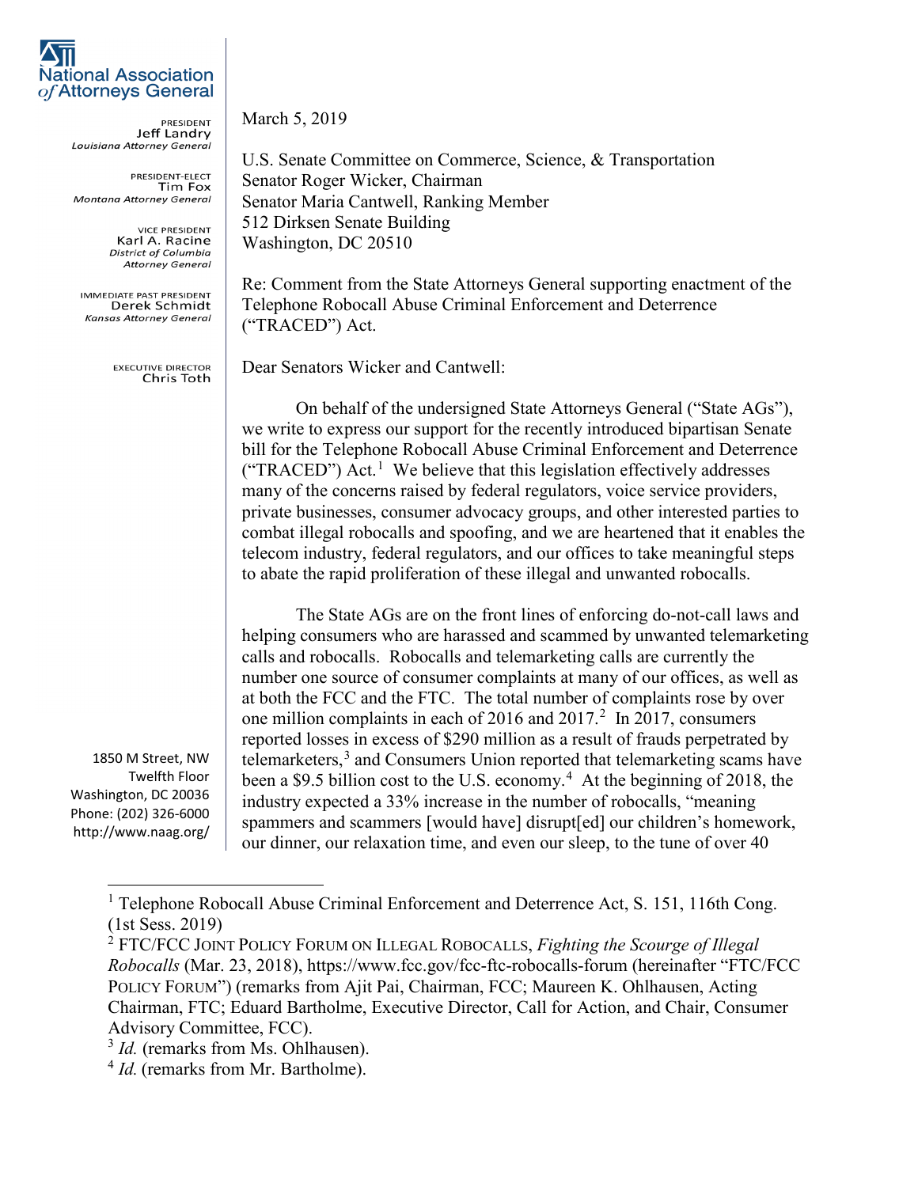# National Association of Attorneys General

PRESIDENT
Jeff Landry
*Louisiana Attorney General*

PRESIDENT-ELECT
Tim Fox
*Montana Attorney General*

VICE PRESIDENT
Karl A. Racine
*District of Columbia Attorney General*

IMMEDIATE PAST PRESIDENT
Derek Schmidt
*Kansas Attorney General*

EXECUTIVE DIRECTOR
Chris Toth

1850 M Street, NW
Twelfth Floor
Washington, DC 20036
Phone: (202) 326-6000
http://www.naag.org/

March 5, 2019

U.S. Senate Committee on Commerce, Science, & Transportation
Senator Roger Wicker, Chairman
Senator Maria Cantwell, Ranking Member
512 Dirksen Senate Building
Washington, DC 20510

Re: Comment from the State Attorneys General supporting enactment of the Telephone Robocall Abuse Criminal Enforcement and Deterrence ("TRACED") Act.

Dear Senators Wicker and Cantwell:

On behalf of the undersigned State Attorneys General ("State AGs"), we write to express our support for the recently introduced bipartisan Senate bill for the Telephone Robocall Abuse Criminal Enforcement and Deterrence ("TRACED") Act.[1] We believe that this legislation effectively addresses many of the concerns raised by federal regulators, voice service providers, private businesses, consumer advocacy groups, and other interested parties to combat illegal robocalls and spoofing, and we are heartened that it enables the telecom industry, federal regulators, and our offices to take meaningful steps to abate the rapid proliferation of these illegal and unwanted robocalls.

The State AGs are on the front lines of enforcing do-not-call laws and helping consumers who are harassed and scammed by unwanted telemarketing calls and robocalls. Robocalls and telemarketing calls are currently the number one source of consumer complaints at many of our offices, as well as at both the FCC and the FTC. The total number of complaints rose by over one million complaints in each of 2016 and 2017.[2] In 2017, consumers reported losses in excess of $290 million as a result of frauds perpetrated by telemarketers,[3] and Consumers Union reported that telemarketing scams have been a $9.5 billion cost to the U.S. economy.[4] At the beginning of 2018, the industry expected a 33% increase in the number of robocalls, "meaning spammers and scammers [would have] disrupt[ed] our children's homework, our dinner, our relaxation time, and even our sleep, to the tune of over 40

---

[1] Telephone Robocall Abuse Criminal Enforcement and Deterrence Act, S. 151, 116th Cong. (1st Sess. 2019)

[2] FTC/FCC JOINT POLICY FORUM ON ILLEGAL ROBOCALLS, *Fighting the Scourge of Illegal Robocalls* (Mar. 23, 2018), https://www.fcc.gov/fcc-ftc-robocalls-forum (hereinafter "FTC/FCC POLICY FORUM") (remarks from Ajit Pai, Chairman, FCC; Maureen K. Ohlhausen, Acting Chairman, FTC; Eduard Bartholme, Executive Director, Call for Action, and Chair, Consumer Advisory Committee, FCC).

[3] *Id.* (remarks from Ms. Ohlhausen).

[4] *Id.* (remarks from Mr. Bartholme).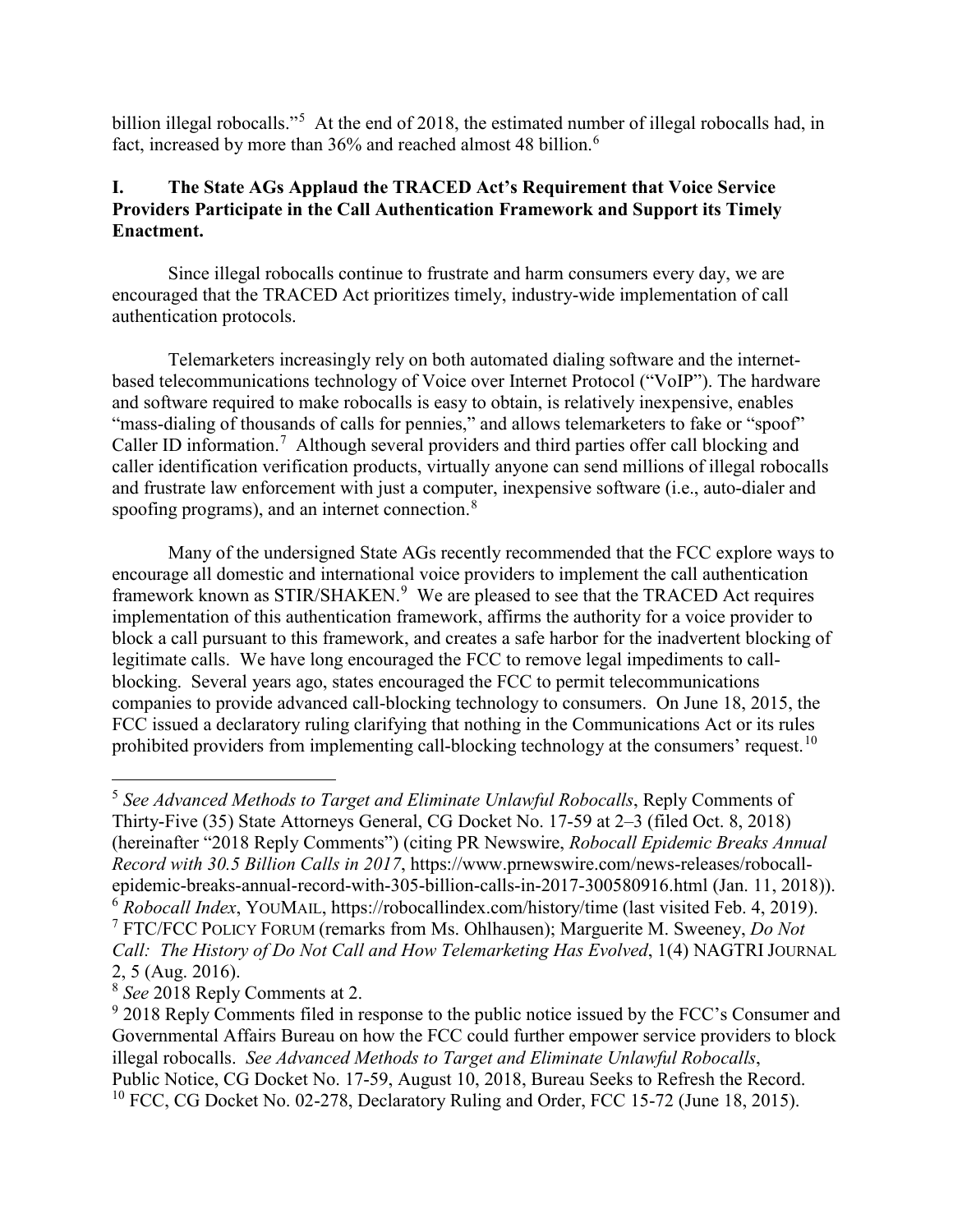billion illegal robocalls."[5] At the end of 2018, the estimated number of illegal robocalls had, in fact, increased by more than 36% and reached almost 48 billion.[6]

## I. The State AGs Applaud the TRACED Act's Requirement that Voice Service Providers Participate in the Call Authentication Framework and Support its Timely Enactment.

Since illegal robocalls continue to frustrate and harm consumers every day, we are encouraged that the TRACED Act prioritizes timely, industry-wide implementation of call authentication protocols.

Telemarketers increasingly rely on both automated dialing software and the internet-based telecommunications technology of Voice over Internet Protocol ("VoIP"). The hardware and software required to make robocalls is easy to obtain, is relatively inexpensive, enables "mass-dialing of thousands of calls for pennies," and allows telemarketers to fake or "spoof" Caller ID information.[7] Although several providers and third parties offer call blocking and caller identification verification products, virtually anyone can send millions of illegal robocalls and frustrate law enforcement with just a computer, inexpensive software (i.e., auto-dialer and spoofing programs), and an internet connection.[8]

Many of the undersigned State AGs recently recommended that the FCC explore ways to encourage all domestic and international voice providers to implement the call authentication framework known as STIR/SHAKEN.[9] We are pleased to see that the TRACED Act requires implementation of this authentication framework, affirms the authority for a voice provider to block a call pursuant to this framework, and creates a safe harbor for the inadvertent blocking of legitimate calls. We have long encouraged the FCC to remove legal impediments to call-blocking. Several years ago, states encouraged the FCC to permit telecommunications companies to provide advanced call-blocking technology to consumers. On June 18, 2015, the FCC issued a declaratory ruling clarifying that nothing in the Communications Act or its rules prohibited providers from implementing call-blocking technology at the consumers' request.[10]

---

[5] *See Advanced Methods to Target and Eliminate Unlawful Robocalls*, Reply Comments of Thirty-Five (35) State Attorneys General, CG Docket No. 17-59 at 2–3 (filed Oct. 8, 2018) (hereinafter "2018 Reply Comments") (citing PR Newswire, *Robocall Epidemic Breaks Annual Record with 30.5 Billion Calls in 2017*, https://www.prnewswire.com/news-releases/robocall-epidemic-breaks-annual-record-with-305-billion-calls-in-2017-300580916.html (Jan. 11, 2018)).

[6] *Robocall Index*, YOUMAIL, https://robocallindex.com/history/time (last visited Feb. 4, 2019).

[7] FTC/FCC POLICY FORUM (remarks from Ms. Ohlhausen); Marguerite M. Sweeney, *Do Not Call: The History of Do Not Call and How Telemarketing Has Evolved*, 1(4) NAGTRI JOURNAL 2, 5 (Aug. 2016).

[8] *See* 2018 Reply Comments at 2.

[9] 2018 Reply Comments filed in response to the public notice issued by the FCC's Consumer and Governmental Affairs Bureau on how the FCC could further empower service providers to block illegal robocalls. *See Advanced Methods to Target and Eliminate Unlawful Robocalls*, Public Notice, CG Docket No. 17-59, August 10, 2018, Bureau Seeks to Refresh the Record.

[10] FCC, CG Docket No. 02-278, Declaratory Ruling and Order, FCC 15-72 (June 18, 2015).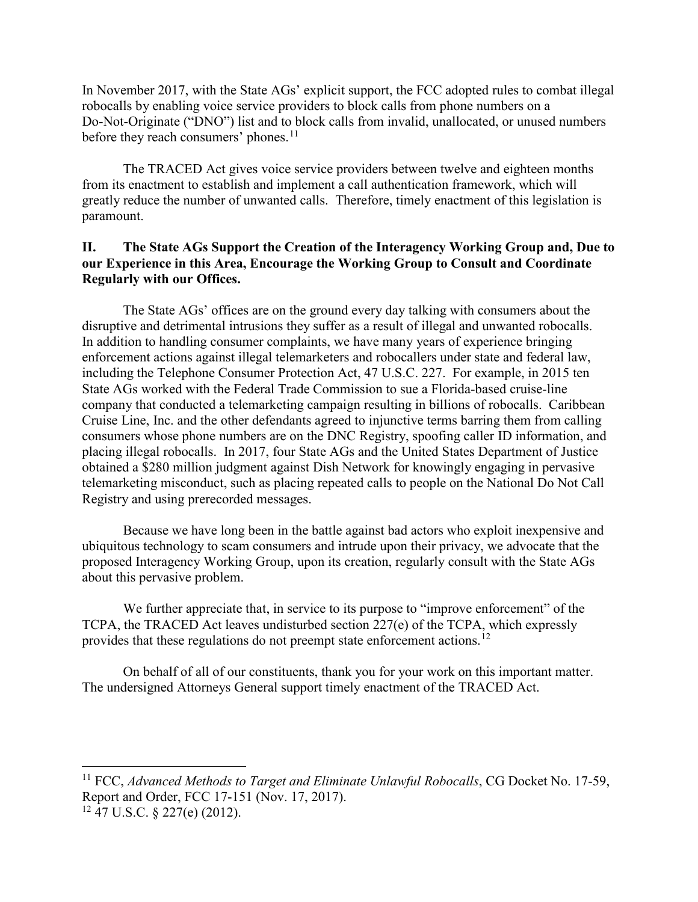In November 2017, with the State AGs' explicit support, the FCC adopted rules to combat illegal robocalls by enabling voice service providers to block calls from phone numbers on a Do-Not-Originate ("DNO") list and to block calls from invalid, unallocated, or unused numbers before they reach consumers' phones.[11]

The TRACED Act gives voice service providers between twelve and eighteen months from its enactment to establish and implement a call authentication framework, which will greatly reduce the number of unwanted calls. Therefore, timely enactment of this legislation is paramount.

## II. The State AGs Support the Creation of the Interagency Working Group and, Due to our Experience in this Area, Encourage the Working Group to Consult and Coordinate Regularly with our Offices.

The State AGs' offices are on the ground every day talking with consumers about the disruptive and detrimental intrusions they suffer as a result of illegal and unwanted robocalls. In addition to handling consumer complaints, we have many years of experience bringing enforcement actions against illegal telemarketers and robocallers under state and federal law, including the Telephone Consumer Protection Act, 47 U.S.C. 227. For example, in 2015 ten State AGs worked with the Federal Trade Commission to sue a Florida-based cruise-line company that conducted a telemarketing campaign resulting in billions of robocalls. Caribbean Cruise Line, Inc. and the other defendants agreed to injunctive terms barring them from calling consumers whose phone numbers are on the DNC Registry, spoofing caller ID information, and placing illegal robocalls. In 2017, four State AGs and the United States Department of Justice obtained a $280 million judgment against Dish Network for knowingly engaging in pervasive telemarketing misconduct, such as placing repeated calls to people on the National Do Not Call Registry and using prerecorded messages.

Because we have long been in the battle against bad actors who exploit inexpensive and ubiquitous technology to scam consumers and intrude upon their privacy, we advocate that the proposed Interagency Working Group, upon its creation, regularly consult with the State AGs about this pervasive problem.

We further appreciate that, in service to its purpose to "improve enforcement" of the TCPA, the TRACED Act leaves undisturbed section 227(e) of the TCPA, which expressly provides that these regulations do not preempt state enforcement actions.[12]

On behalf of all of our constituents, thank you for your work on this important matter. The undersigned Attorneys General support timely enactment of the TRACED Act.

---

[11] FCC, *Advanced Methods to Target and Eliminate Unlawful Robocalls*, CG Docket No. 17-59, Report and Order, FCC 17-151 (Nov. 17, 2017).

[12] 47 U.S.C. § 227(e) (2012).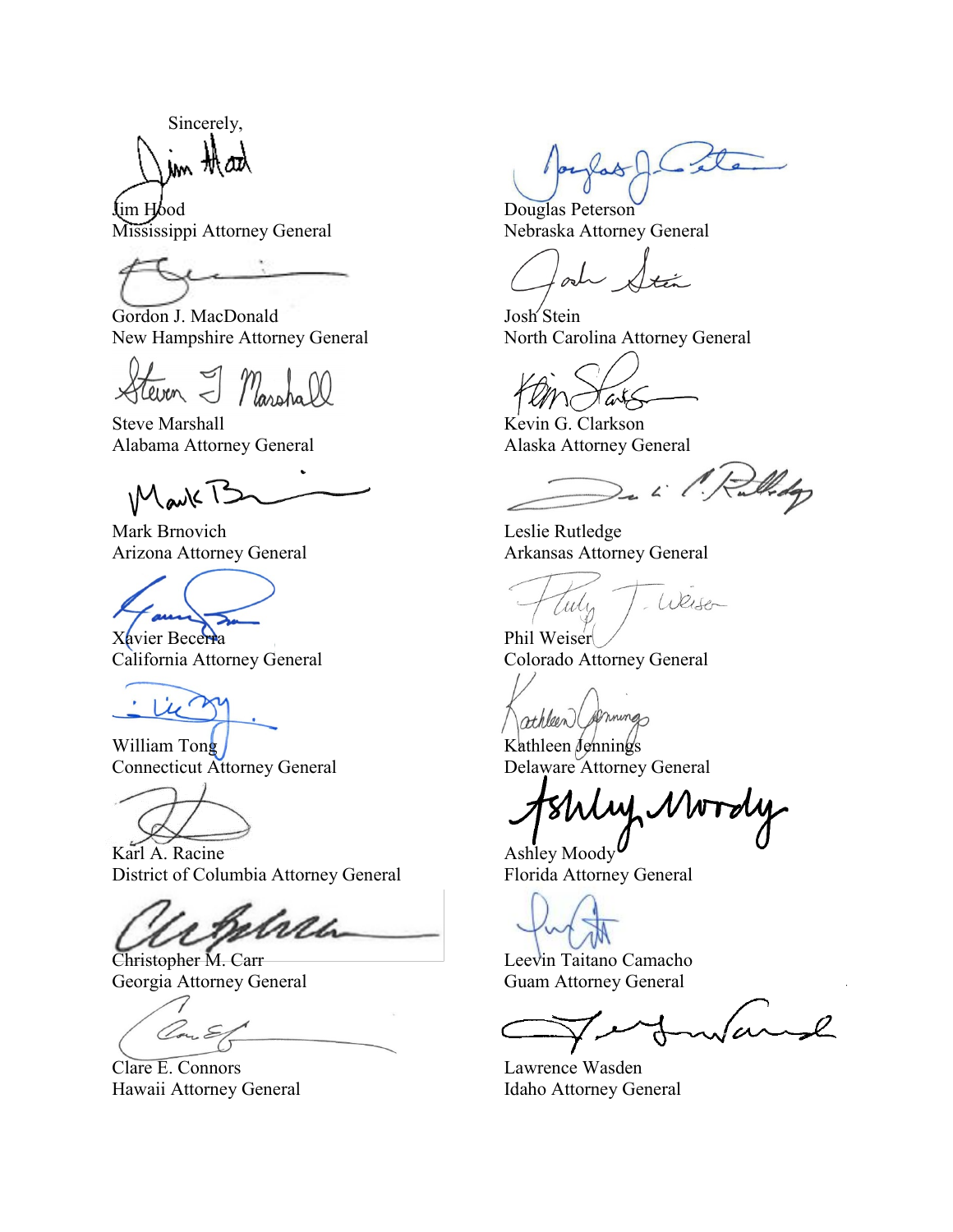Sincerely,

Jim Hood
Mississippi Attorney General

Douglas Peterson
Nebraska Attorney General

Gordon J. MacDonald
New Hampshire Attorney General

Josh Stein
North Carolina Attorney General

Steve Marshall
Alabama Attorney General

Kevin G. Clarkson
Alaska Attorney General

Mark Brnovich
Arizona Attorney General

Leslie Rutledge
Arkansas Attorney General

Xavier Becerra
California Attorney General

Phil Weiser
Colorado Attorney General

William Tong
Connecticut Attorney General

Kathleen Jennings
Delaware Attorney General

Karl A. Racine
District of Columbia Attorney General

Ashley Moody
Florida Attorney General

Christopher M. Carr
Georgia Attorney General

Leevin Taitano Camacho
Guam Attorney General

Clare E. Connors
Hawaii Attorney General

Lawrence Wasden
Idaho Attorney General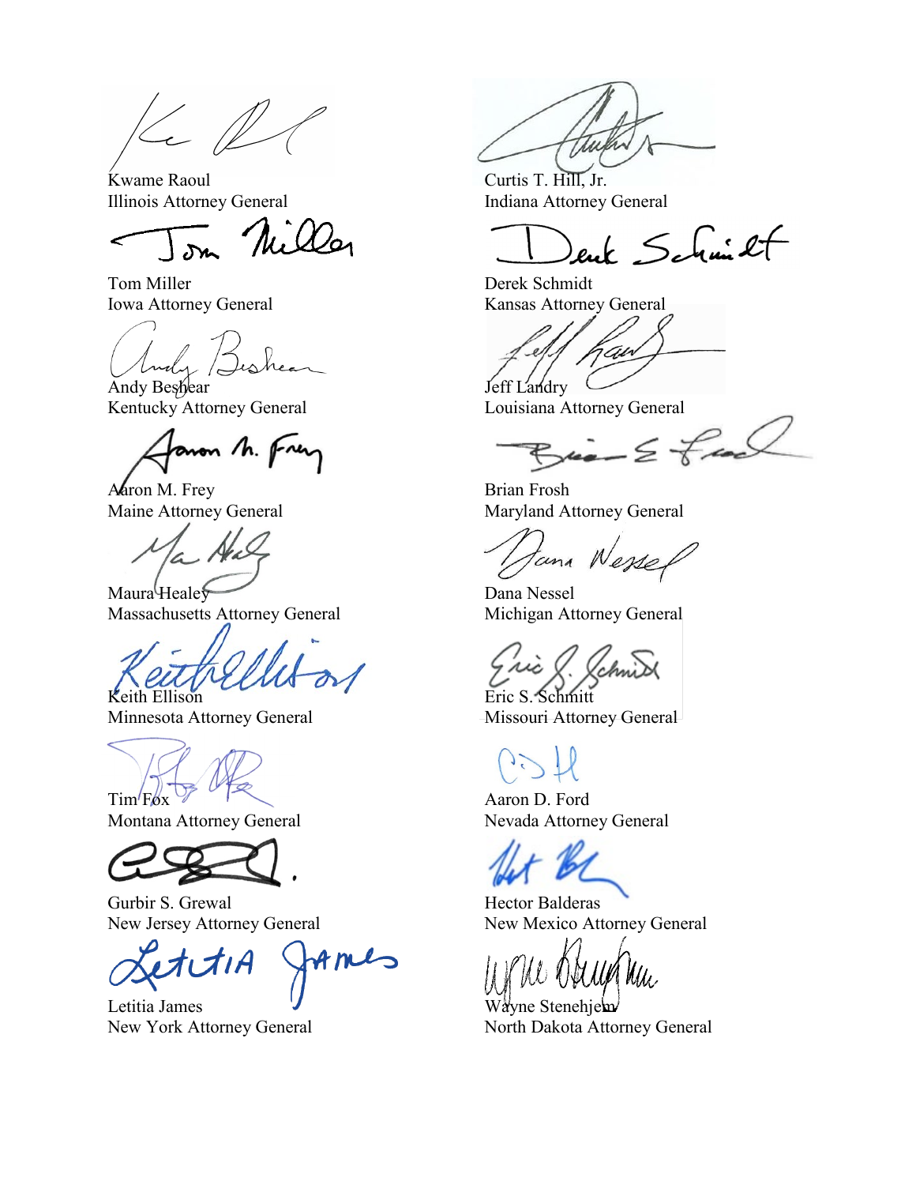Kwame Raoul
Illinois Attorney General

Curtis T. Hill, Jr.
Indiana Attorney General

Tom Miller
Iowa Attorney General

Derek Schmidt
Kansas Attorney General

Andy Beshear
Kentucky Attorney General

Jeff Landry
Louisiana Attorney General

Aaron M. Frey
Maine Attorney General

Brian Frosh
Maryland Attorney General

Maura Healey
Massachusetts Attorney General

Dana Nessel
Michigan Attorney General

Keith Ellison
Minnesota Attorney General

Eric S. Schmitt
Missouri Attorney General

Tim Fox
Montana Attorney General

Aaron D. Ford
Nevada Attorney General

Gurbir S. Grewal
New Jersey Attorney General

Hector Balderas
New Mexico Attorney General

Letitia James
New York Attorney General

Wayne Stenehjem
North Dakota Attorney General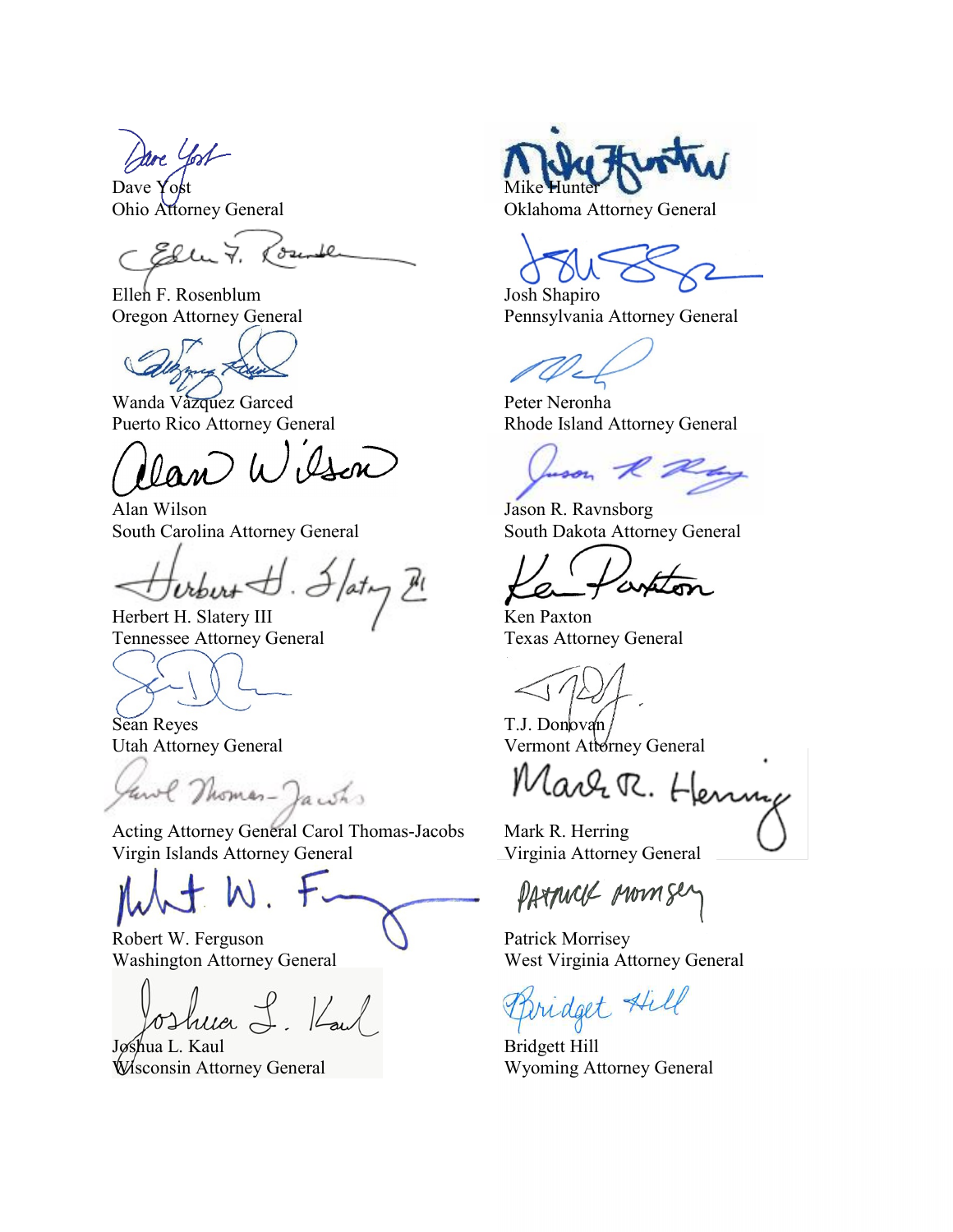Dave Yost
Ohio Attorney General

Mike Hunter
Oklahoma Attorney General

Ellen F. Rosenblum
Oregon Attorney General

Josh Shapiro
Pennsylvania Attorney General

Wanda Vázquez Garced
Puerto Rico Attorney General

Peter Neronha
Rhode Island Attorney General

Alan Wilson
South Carolina Attorney General

Jason R. Ravnsborg
South Dakota Attorney General

Herbert H. Slatery III
Tennessee Attorney General

Ken Paxton
Texas Attorney General

Sean Reyes
Utah Attorney General

T.J. Donovan
Vermont Attorney General

Acting Attorney General Carol Thomas-Jacobs
Virgin Islands Attorney General

Mark R. Herring
Virginia Attorney General

Robert W. Ferguson
Washington Attorney General

Patrick Morrisey
West Virginia Attorney General

Joshua L. Kaul
Wisconsin Attorney General

Bridgett Hill
Wyoming Attorney General